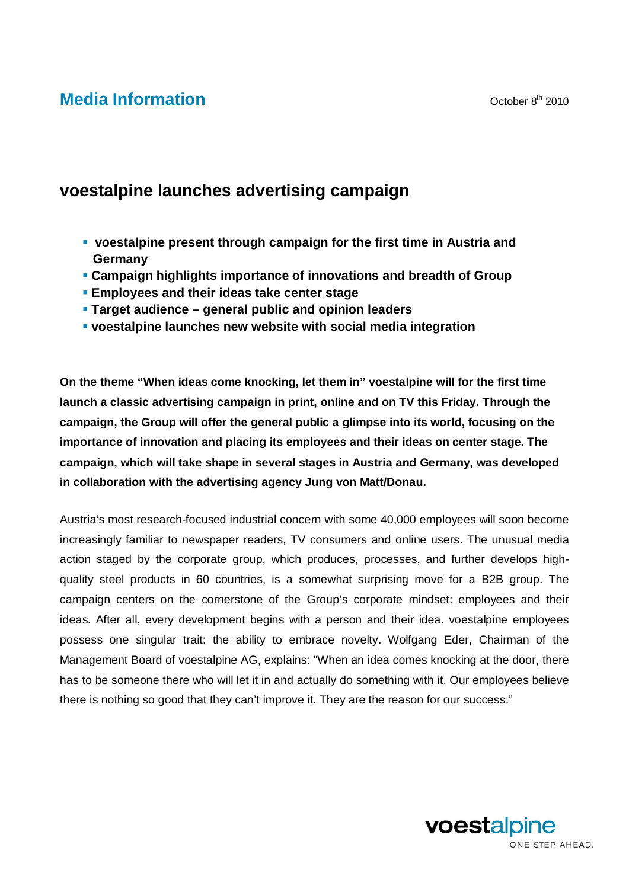**Media Information**

October 8th 2010

# voestalpine launches advertising campaign

- **voestalpine present through campaign for the first time in Austria and Germany**
- **Campaign highlights importance of innovations and breadth of Group**
- **Employees and their ideas take center stage**
- **Target audience – general public and opinion leaders**
- **voestalpine launches new website with social media integration**

**On the theme "When ideas come knocking, let them in" voestalpine will for the first time launch a classic advertising campaign in print, online and on TV this Friday. Through the campaign, the Group will offer the general public a glimpse into its world, focusing on the importance of innovation and placing its employees and their ideas on center stage. The campaign, which will take shape in several stages in Austria and Germany, was developed in collaboration with the advertising agency Jung von Matt/Donau.**

Austria's most research-focused industrial concern with some 40,000 employees will soon become increasingly familiar to newspaper readers, TV consumers and online users. The unusual media action staged by the corporate group, which produces, processes, and further develops high-quality steel products in 60 countries, is a somewhat surprising move for a B2B group. The campaign centers on the cornerstone of the Group's corporate mindset: employees and their ideas. After all, every development begins with a person and their idea. voestalpine employees possess one singular trait: the ability to embrace novelty. Wolfgang Eder, Chairman of the Management Board of voestalpine AG, explains: "When an idea comes knocking at the door, there has to be someone there who will let it in and actually do something with it. Our employees believe there is nothing so good that they can't improve it. They are the reason for our success."

voestalpine
ONE STEP AHEAD.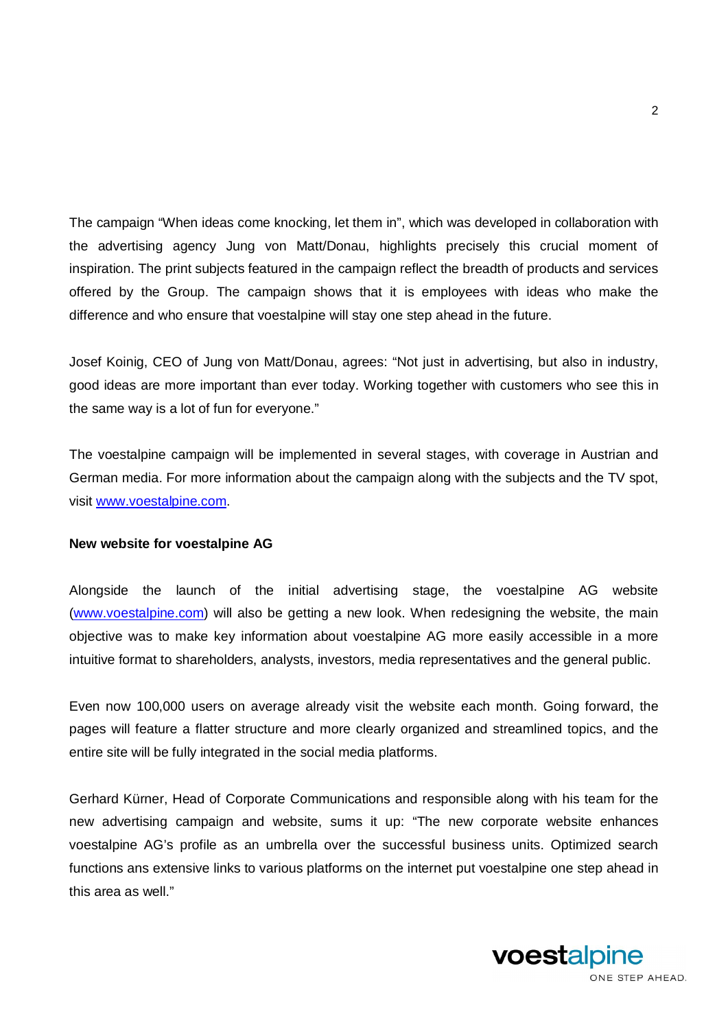The campaign "When ideas come knocking, let them in", which was developed in collaboration with the advertising agency Jung von Matt/Donau, highlights precisely this crucial moment of inspiration. The print subjects featured in the campaign reflect the breadth of products and services offered by the Group. The campaign shows that it is employees with ideas who make the difference and who ensure that voestalpine will stay one step ahead in the future.

Josef Koinig, CEO of Jung von Matt/Donau, agrees: "Not just in advertising, but also in industry, good ideas are more important than ever today. Working together with customers who see this in the same way is a lot of fun for everyone."

The voestalpine campaign will be implemented in several stages, with coverage in Austrian and German media. For more information about the campaign along with the subjects and the TV spot, visit www.voestalpine.com.

**New website for voestalpine AG**

Alongside the launch of the initial advertising stage, the voestalpine AG website (www.voestalpine.com) will also be getting a new look. When redesigning the website, the main objective was to make key information about voestalpine AG more easily accessible in a more intuitive format to shareholders, analysts, investors, media representatives and the general public.

Even now 100,000 users on average already visit the website each month. Going forward, the pages will feature a flatter structure and more clearly organized and streamlined topics, and the entire site will be fully integrated in the social media platforms.

Gerhard Kürner, Head of Corporate Communications and responsible along with his team for the new advertising campaign and website, sums it up: "The new corporate website enhances voestalpine AG's profile as an umbrella over the successful business units. Optimized search functions ans extensive links to various platforms on the internet put voestalpine one step ahead in this area as well."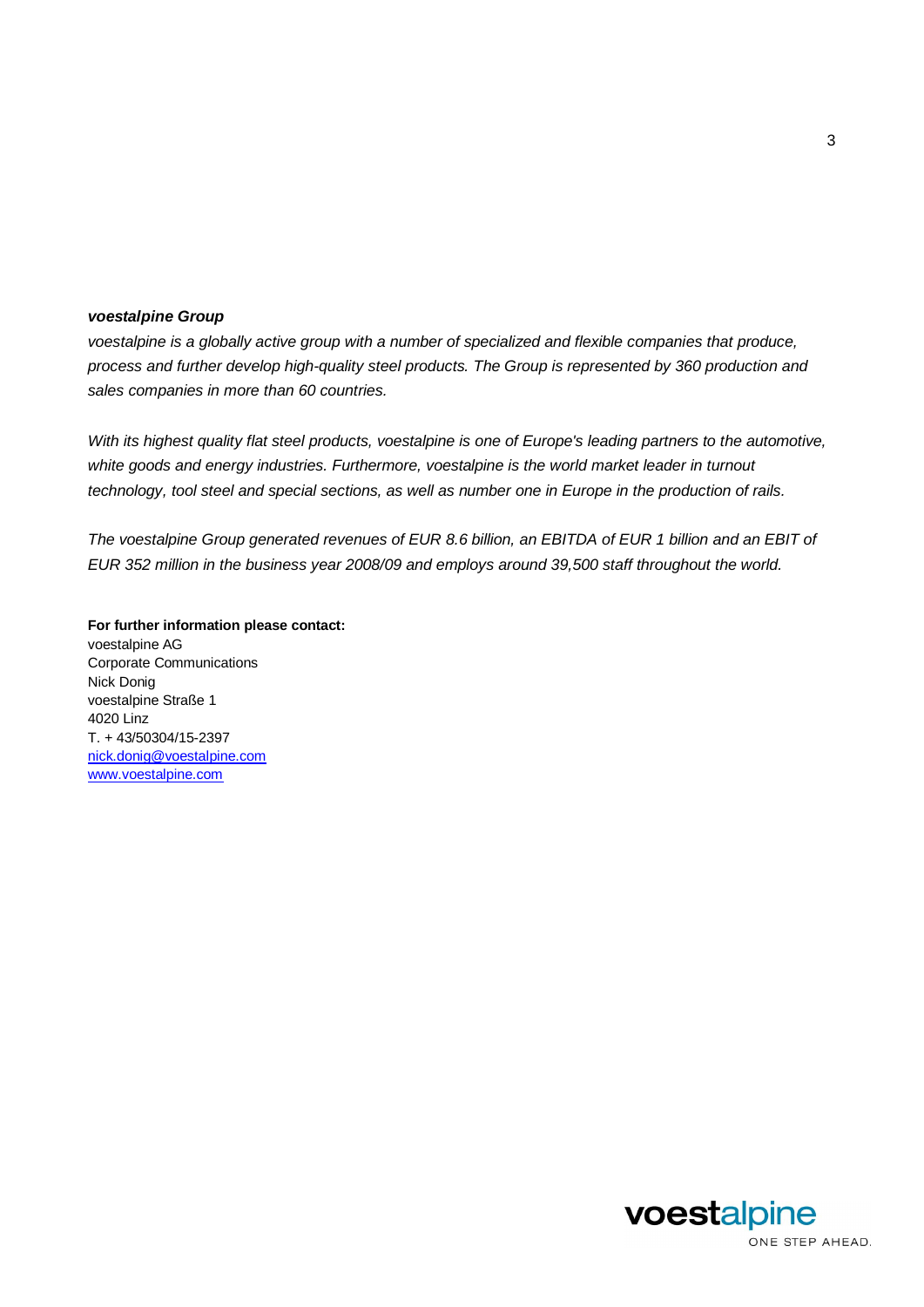***voestalpine Group***

*voestalpine is a globally active group with a number of specialized and flexible companies that produce, process and further develop high-quality steel products. The Group is represented by 360 production and sales companies in more than 60 countries.*

*With its highest quality flat steel products, voestalpine is one of Europe's leading partners to the automotive, white goods and energy industries. Furthermore, voestalpine is the world market leader in turnout technology, tool steel and special sections, as well as number one in Europe in the production of rails.*

*The voestalpine Group generated revenues of EUR 8.6 billion, an EBITDA of EUR 1 billion and an EBIT of EUR 352 million in the business year 2008/09 and employs around 39,500 staff throughout the world.*

**For further information please contact:**
voestalpine AG
Corporate Communications
Nick Donig
voestalpine Straße 1
4020 Linz
T. + 43/50304/15-2397
nick.donig@voestalpine.com
www.voestalpine.com

voestalpine
ONE STEP AHEAD.